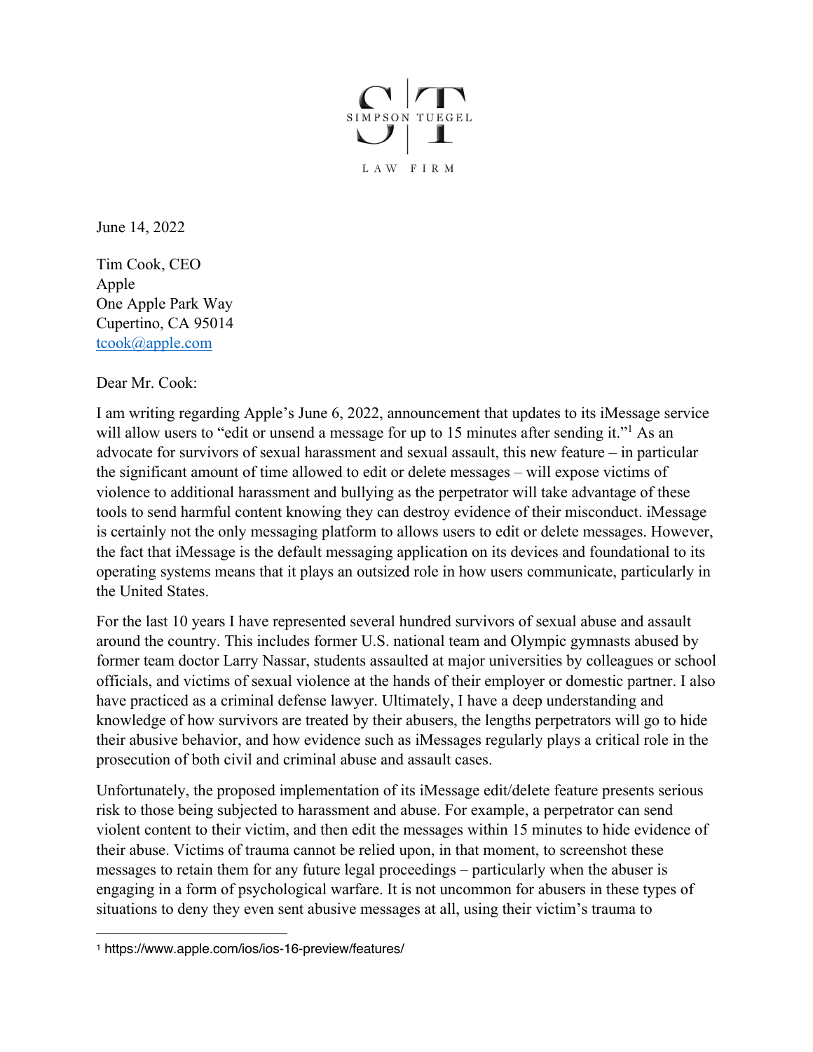SIMPSON TUEGEL

LAW FIRM

June 14, 2022

Tim Cook, CEO
Apple
One Apple Park Way
Cupertino, CA 95014
tcook@apple.com

Dear Mr. Cook:

I am writing regarding Apple's June 6, 2022, announcement that updates to its iMessage service will allow users to "edit or unsend a message for up to 15 minutes after sending it."[1] As an advocate for survivors of sexual harassment and sexual assault, this new feature – in particular the significant amount of time allowed to edit or delete messages – will expose victims of violence to additional harassment and bullying as the perpetrator will take advantage of these tools to send harmful content knowing they can destroy evidence of their misconduct. iMessage is certainly not the only messaging platform to allows users to edit or delete messages. However, the fact that iMessage is the default messaging application on its devices and foundational to its operating systems means that it plays an outsized role in how users communicate, particularly in the United States.

For the last 10 years I have represented several hundred survivors of sexual abuse and assault around the country. This includes former U.S. national team and Olympic gymnasts abused by former team doctor Larry Nassar, students assaulted at major universities by colleagues or school officials, and victims of sexual violence at the hands of their employer or domestic partner. I also have practiced as a criminal defense lawyer. Ultimately, I have a deep understanding and knowledge of how survivors are treated by their abusers, the lengths perpetrators will go to hide their abusive behavior, and how evidence such as iMessages regularly plays a critical role in the prosecution of both civil and criminal abuse and assault cases.

Unfortunately, the proposed implementation of its iMessage edit/delete feature presents serious risk to those being subjected to harassment and abuse. For example, a perpetrator can send violent content to their victim, and then edit the messages within 15 minutes to hide evidence of their abuse. Victims of trauma cannot be relied upon, in that moment, to screenshot these messages to retain them for any future legal proceedings – particularly when the abuser is engaging in a form of psychological warfare. It is not uncommon for abusers in these types of situations to deny they even sent abusive messages at all, using their victim's trauma to

[1] https://www.apple.com/ios/ios-16-preview/features/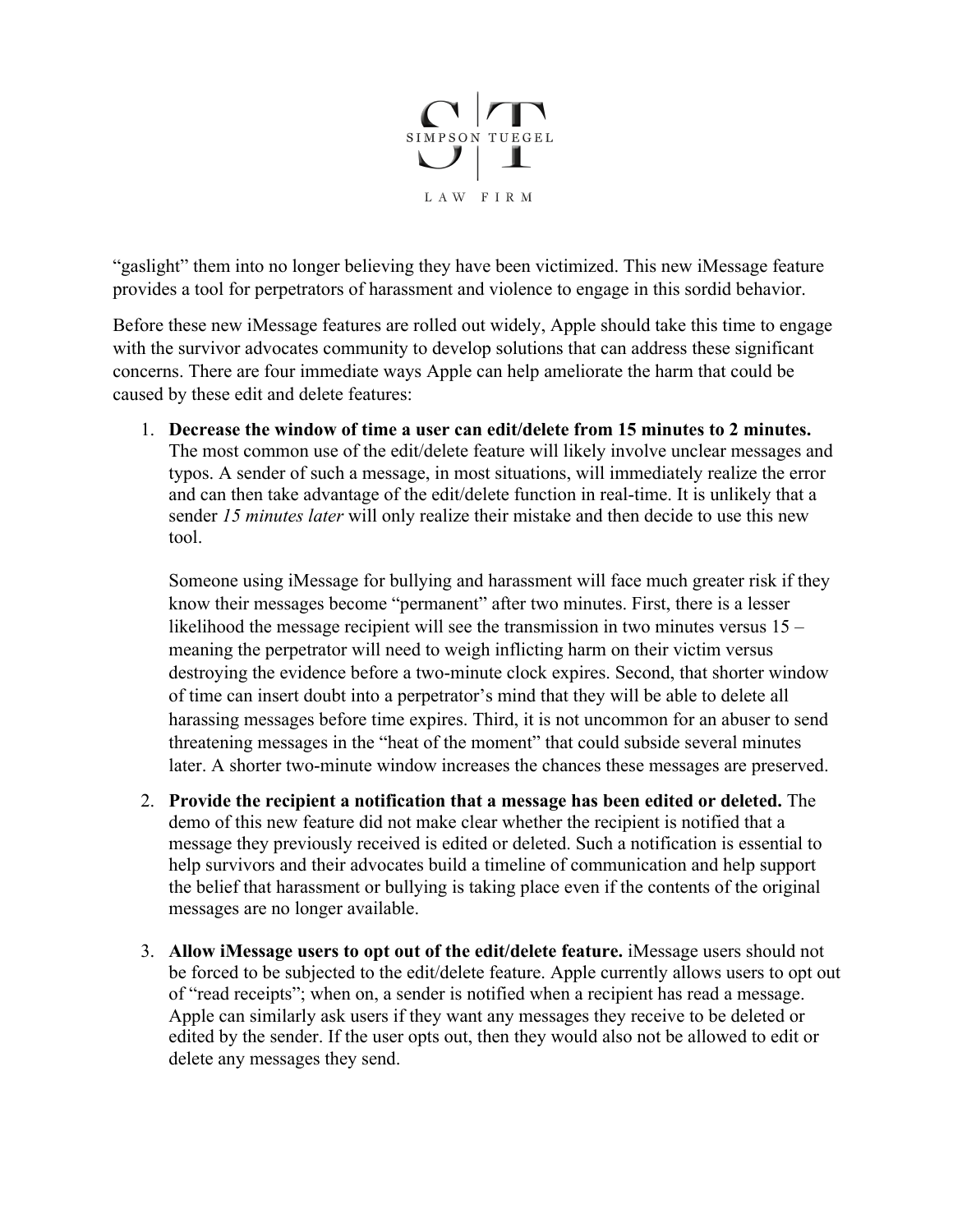"gaslight" them into no longer believing they have been victimized. This new iMessage feature provides a tool for perpetrators of harassment and violence to engage in this sordid behavior.

Before these new iMessage features are rolled out widely, Apple should take this time to engage with the survivor advocates community to develop solutions that can address these significant concerns. There are four immediate ways Apple can help ameliorate the harm that could be caused by these edit and delete features:

1. **Decrease the window of time a user can edit/delete from 15 minutes to 2 minutes.** The most common use of the edit/delete feature will likely involve unclear messages and typos. A sender of such a message, in most situations, will immediately realize the error and can then take advantage of the edit/delete function in real-time. It is unlikely that a sender *15 minutes later* will only realize their mistake and then decide to use this new tool.

   Someone using iMessage for bullying and harassment will face much greater risk if they know their messages become "permanent" after two minutes. First, there is a lesser likelihood the message recipient will see the transmission in two minutes versus 15 – meaning the perpetrator will need to weigh inflicting harm on their victim versus destroying the evidence before a two-minute clock expires. Second, that shorter window of time can insert doubt into a perpetrator's mind that they will be able to delete all harassing messages before time expires. Third, it is not uncommon for an abuser to send threatening messages in the "heat of the moment" that could subside several minutes later. A shorter two-minute window increases the chances these messages are preserved.

2. **Provide the recipient a notification that a message has been edited or deleted.** The demo of this new feature did not make clear whether the recipient is notified that a message they previously received is edited or deleted. Such a notification is essential to help survivors and their advocates build a timeline of communication and help support the belief that harassment or bullying is taking place even if the contents of the original messages are no longer available.

3. **Allow iMessage users to opt out of the edit/delete feature.** iMessage users should not be forced to be subjected to the edit/delete feature. Apple currently allows users to opt out of "read receipts"; when on, a sender is notified when a recipient has read a message. Apple can similarly ask users if they want any messages they receive to be deleted or edited by the sender. If the user opts out, then they would also not be allowed to edit or delete any messages they send.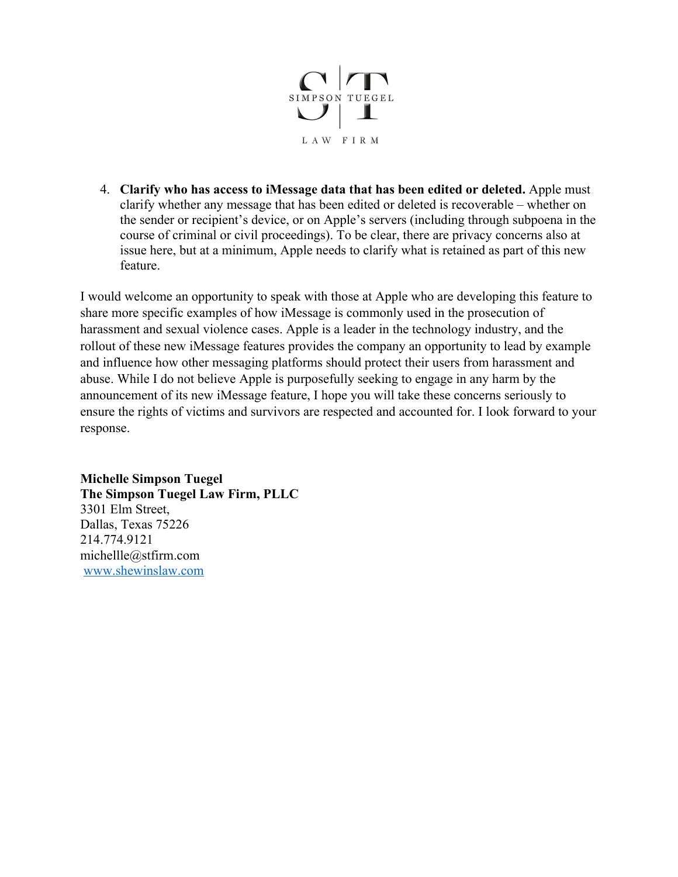4. **Clarify who has access to iMessage data that has been edited or deleted.** Apple must clarify whether any message that has been edited or deleted is recoverable – whether on the sender or recipient's device, or on Apple's servers (including through subpoena in the course of criminal or civil proceedings). To be clear, there are privacy concerns also at issue here, but at a minimum, Apple needs to clarify what is retained as part of this new feature.

I would welcome an opportunity to speak with those at Apple who are developing this feature to share more specific examples of how iMessage is commonly used in the prosecution of harassment and sexual violence cases. Apple is a leader in the technology industry, and the rollout of these new iMessage features provides the company an opportunity to lead by example and influence how other messaging platforms should protect their users from harassment and abuse. While I do not believe Apple is purposefully seeking to engage in any harm by the announcement of its new iMessage feature, I hope you will take these concerns seriously to ensure the rights of victims and survivors are respected and accounted for. I look forward to your response.

**Michelle Simpson Tuegel**
**The Simpson Tuegel Law Firm, PLLC**
3301 Elm Street,
Dallas, Texas 75226
214.774.9121
michellle@stfirm.com
www.shewinslaw.com